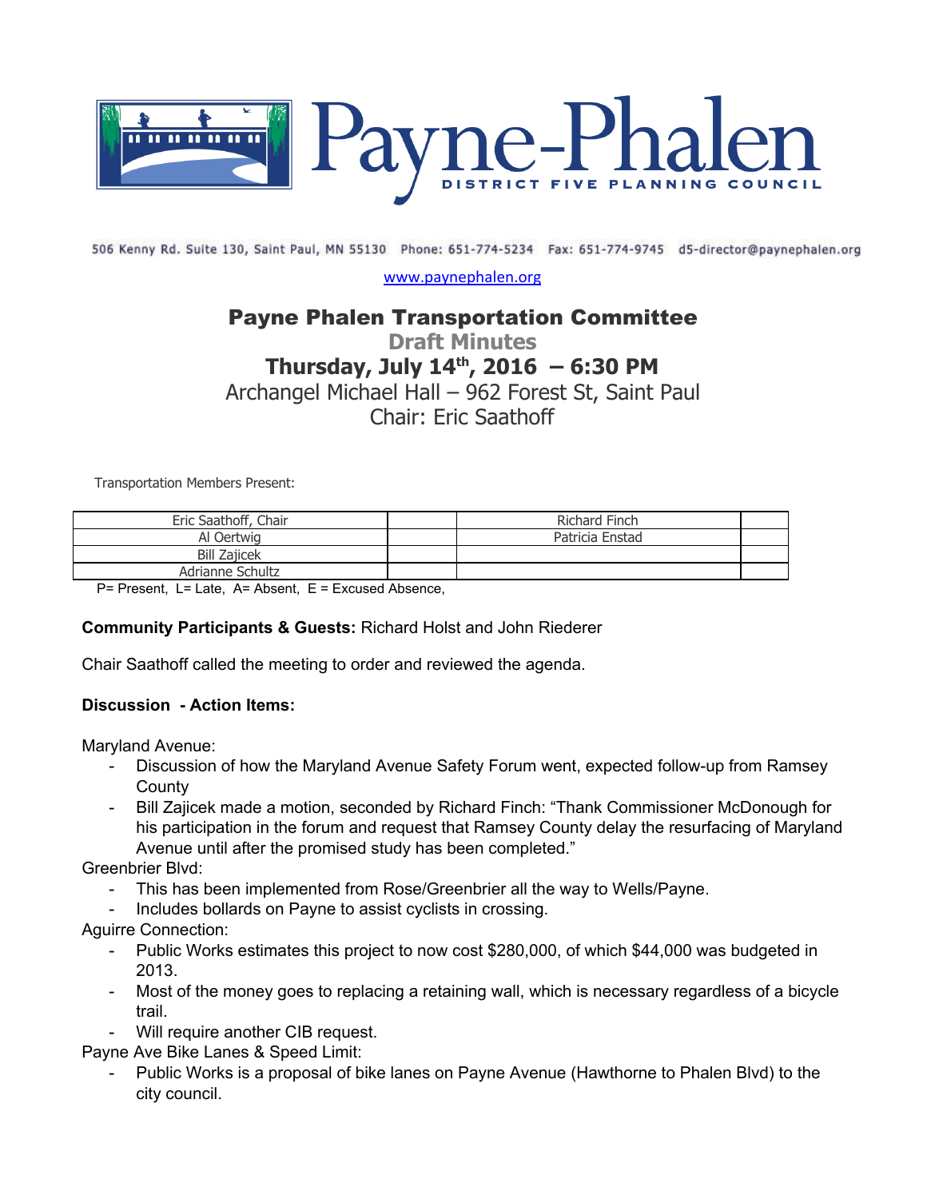# Payne-Phalen

DISTRICT FIVE PLANNING COUNCIL

506 Kenny Rd. Suite 130, Saint Paul, MN 55130 Phone: 651-774-5234 Fax: 651-774-9745 d5-director@paynephalen.org

www.paynephalen.org

## Payne Phalen Transportation Committee

**Draft Minutes**

**Thursday, July 14th, 2016 – 6:30 PM**

Archangel Michael Hall – 962 Forest St, Saint Paul

Chair: Eric Saathoff

Transportation Members Present:

| Eric Saathoff, Chair | | Richard Finch | |
|---|---|---|---|
| Al Oertwig | | Patricia Enstad | |
| Bill Zajicek | | | |
| Adrianne Schultz | | | |

P= Present, L= Late, A= Absent, E = Excused Absence,

**Community Participants & Guests:** Richard Holst and John Riederer

Chair Saathoff called the meeting to order and reviewed the agenda.

**Discussion - Action Items:**

Maryland Avenue:

- Discussion of how the Maryland Avenue Safety Forum went, expected follow-up from Ramsey County
- Bill Zajicek made a motion, seconded by Richard Finch: "Thank Commissioner McDonough for his participation in the forum and request that Ramsey County delay the resurfacing of Maryland Avenue until after the promised study has been completed."

Greenbrier Blvd:

- This has been implemented from Rose/Greenbrier all the way to Wells/Payne.
- Includes bollards on Payne to assist cyclists in crossing.

Aguirre Connection:

- Public Works estimates this project to now cost $280,000, of which $44,000 was budgeted in 2013.
- Most of the money goes to replacing a retaining wall, which is necessary regardless of a bicycle trail.
- Will require another CIB request.

Payne Ave Bike Lanes & Speed Limit:

- Public Works is a proposal of bike lanes on Payne Avenue (Hawthorne to Phalen Blvd) to the city council.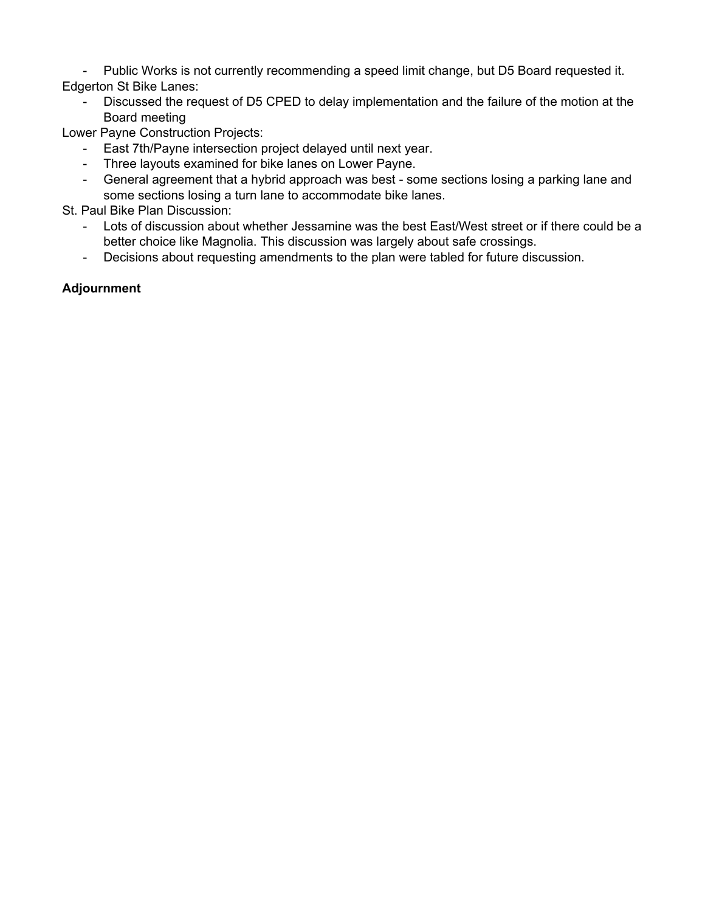- Public Works is not currently recommending a speed limit change, but D5 Board requested it.

Edgerton St Bike Lanes:

- Discussed the request of D5 CPED to delay implementation and the failure of the motion at the Board meeting

Lower Payne Construction Projects:

- East 7th/Payne intersection project delayed until next year.
- Three layouts examined for bike lanes on Lower Payne.
- General agreement that a hybrid approach was best - some sections losing a parking lane and some sections losing a turn lane to accommodate bike lanes.

St. Paul Bike Plan Discussion:

- Lots of discussion about whether Jessamine was the best East/West street or if there could be a better choice like Magnolia. This discussion was largely about safe crossings.
- Decisions about requesting amendments to the plan were tabled for future discussion.

**Adjournment**